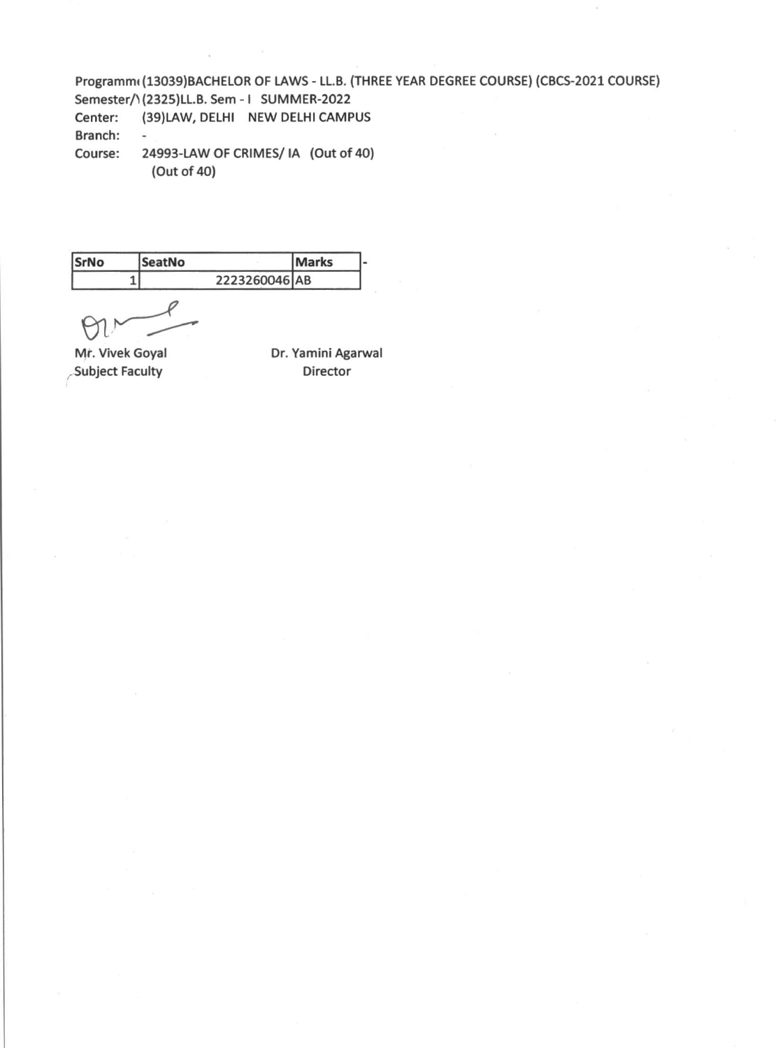Programme (13039)BACHELOR OF LAWS - LL.B. (THREE YEAR DEGREE COURSE) (CBCS-2021 COURSE)
Semester/ (2325)LL.B. Sem - I SUMMER-2022
Center: (39)LAW, DELHI NEW DELHI CAMPUS
Branch: -
Course: 24993-LAW OF CRIMES/ IA (Out of 40)
(Out of 40)

| SrNo | SeatNo | Marks | - |
|---|---|---|---|
| 1 | 2223260046 | AB | |

Mr. Vivek Goyal
Subject Faculty

Dr. Yamini Agarwal
Director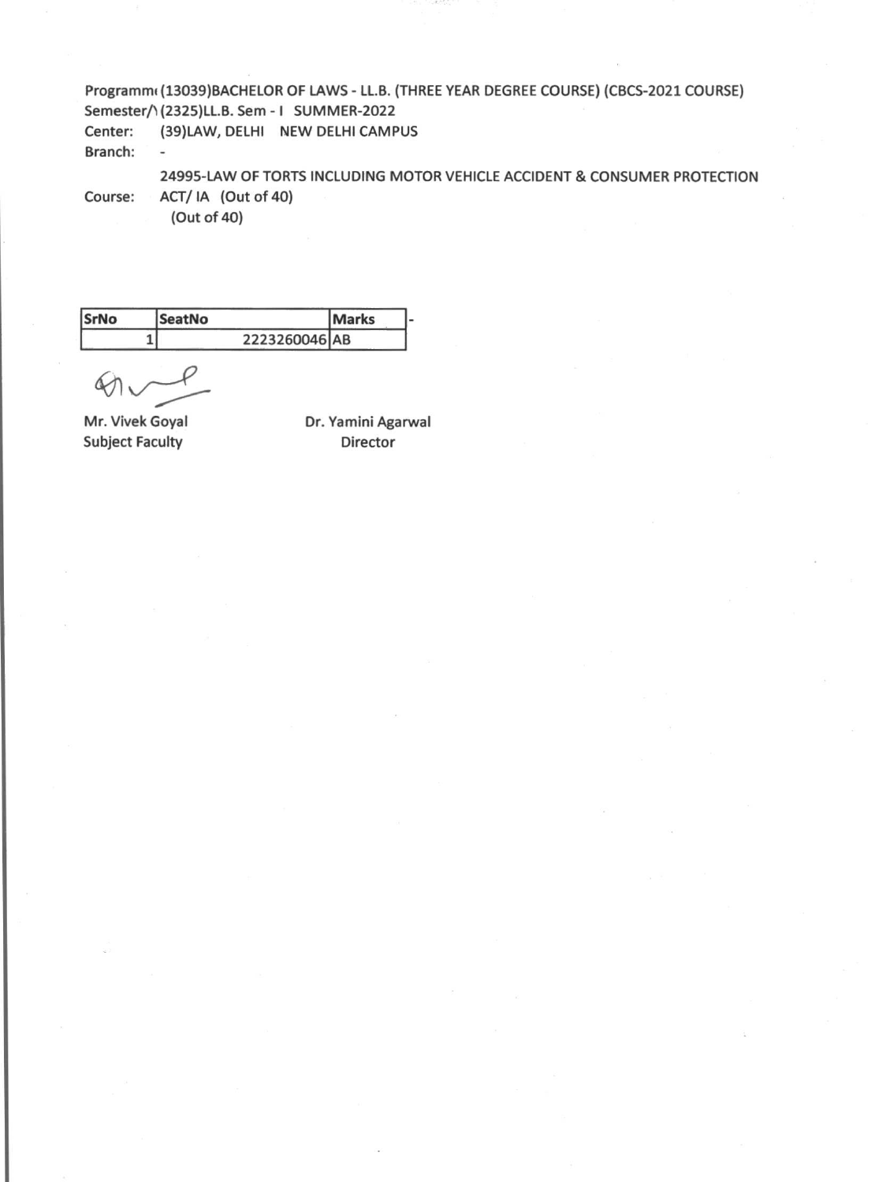Programm( (13039)BACHELOR OF LAWS - LL.B. (THREE YEAR DEGREE COURSE) (CBCS-2021 COURSE)
Semester/\ (2325)LL.B. Sem - I SUMMER-2022
Center: (39)LAW, DELHI NEW DELHI CAMPUS
Branch: -
Course: 24995-LAW OF TORTS INCLUDING MOTOR VEHICLE ACCIDENT & CONSUMER PROTECTION ACT/ IA (Out of 40)
(Out of 40)

| SrNo | SeatNo | Marks | - |
|---|---|---|---|
| 1 | 2223260046 | AB | |

Mr. Vivek Goyal
Subject Faculty

Dr. Yamini Agarwal
Director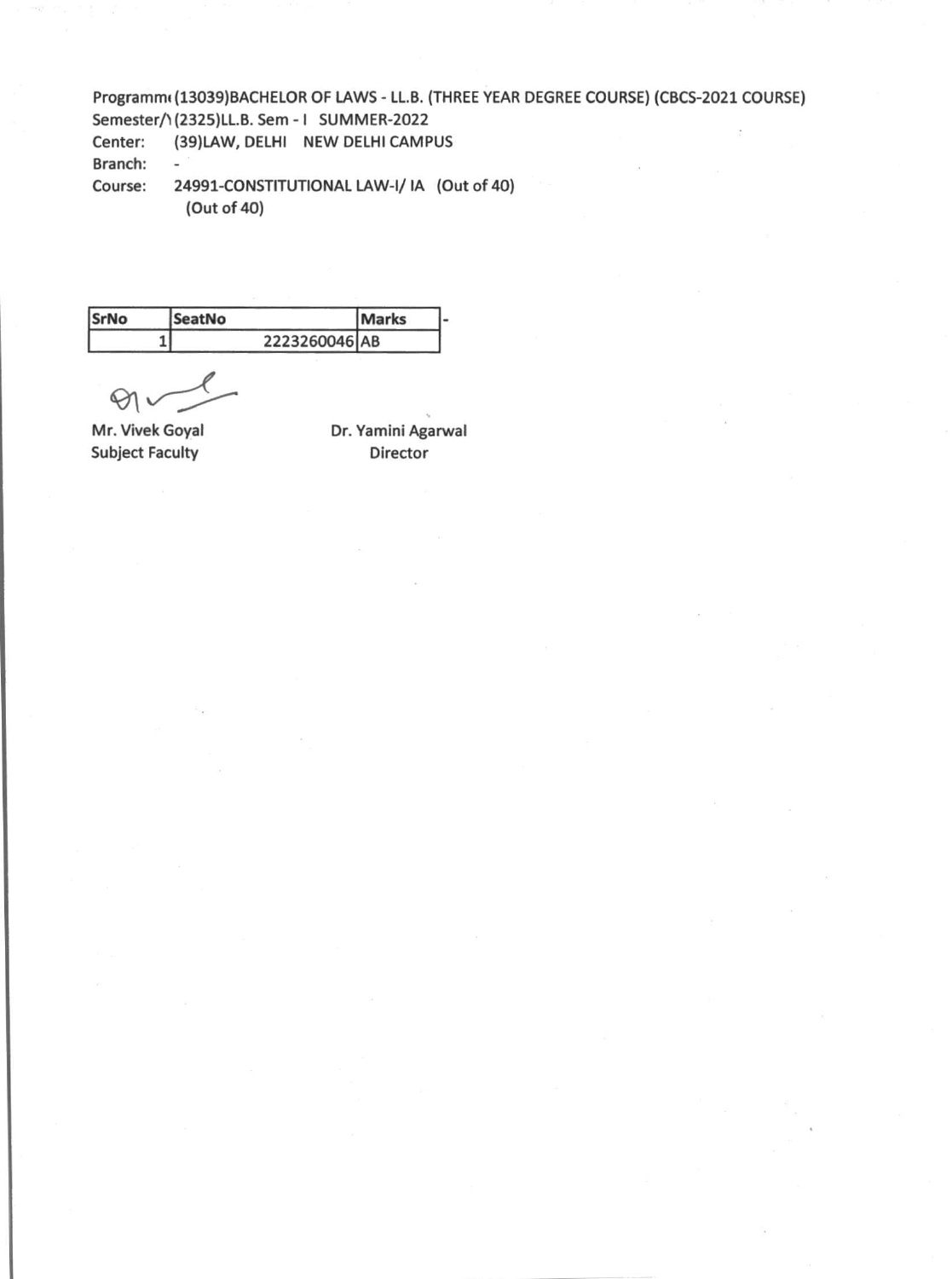Programm( (13039)BACHELOR OF LAWS - LL.B. (THREE YEAR DEGREE COURSE) (CBCS-2021 COURSE)
Semester/\ (2325)LL.B. Sem - I SUMMER-2022
Center: (39)LAW, DELHI NEW DELHI CAMPUS
Branch: -
Course: 24991-CONSTITUTIONAL LAW-I/ IA (Out of 40)
(Out of 40)

| SrNo | SeatNo | Marks | - |
|---|---|---|---|
| 1 | 2223260046 | AB | |

Mr. Vivek Goyal
Subject Faculty

Dr. Yamini Agarwal
Director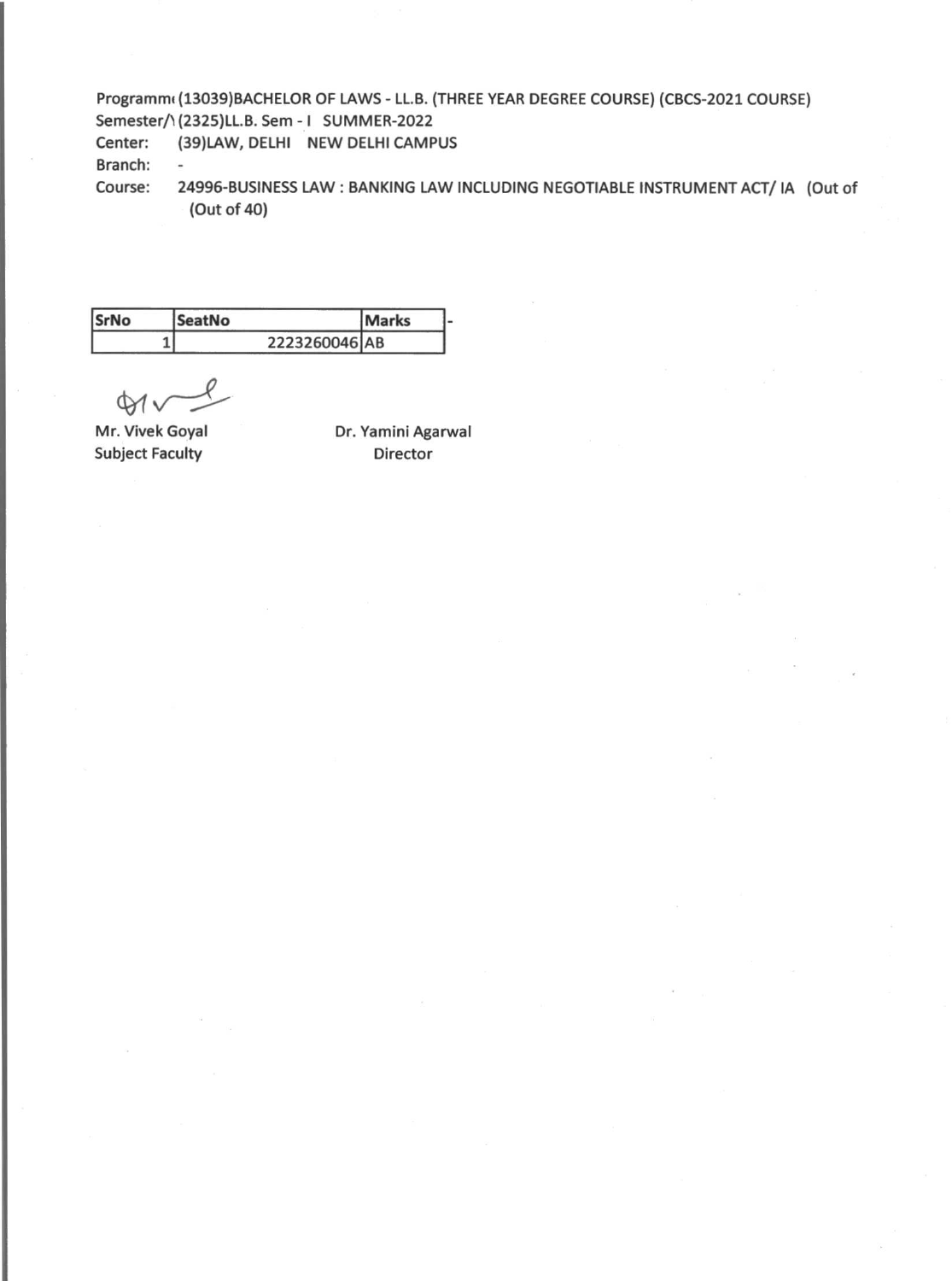Programm( (13039)BACHELOR OF LAWS - LL.B. (THREE YEAR DEGREE COURSE) (CBCS-2021 COURSE)
Semester/\ (2325)LL.B. Sem - I SUMMER-2022
Center: (39)LAW, DELHI NEW DELHI CAMPUS
Branch: -
Course: 24996-BUSINESS LAW : BANKING LAW INCLUDING NEGOTIABLE INSTRUMENT ACT/ IA (Out of (Out of 40)

| SrNo | SeatNo | Marks |
| --- | --- | --- |
| 1 | 2223260046 | AB |

Mr. Vivek Goyal
Subject Faculty

Dr. Yamini Agarwal
Director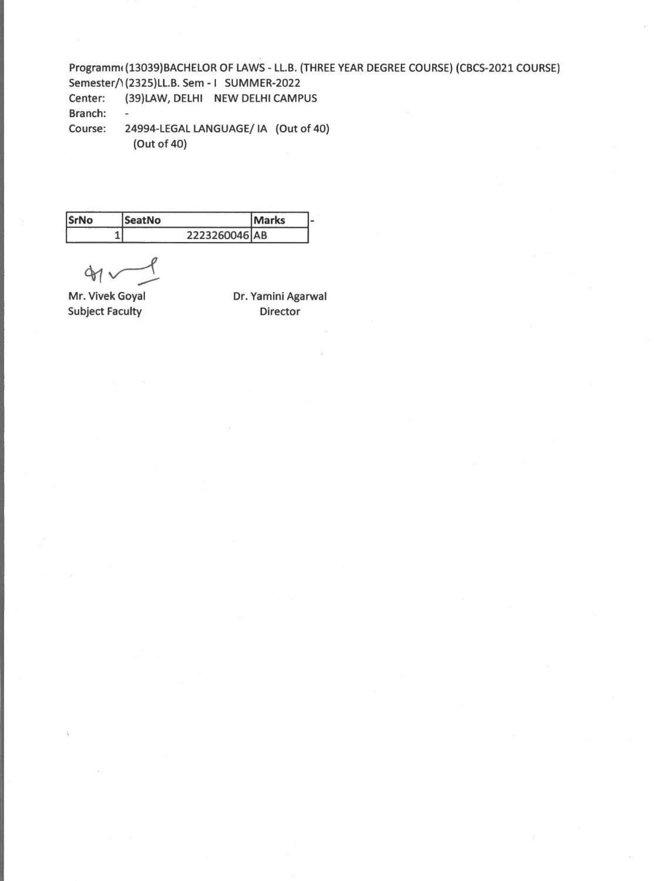Programm( (13039)BACHELOR OF LAWS - LL.B. (THREE YEAR DEGREE COURSE) (CBCS-2021 COURSE)
Semester/\ (2325)LL.B. Sem - I SUMMER-2022
Center: (39)LAW, DELHI NEW DELHI CAMPUS
Branch: -
Course: 24994-LEGAL LANGUAGE/ IA (Out of 40)
(Out of 40)

| SrNo | SeatNo | Marks | - |
|---|---|---|---|
| 1 | 2223260046 | AB | |

Mr. Vivek Goyal
Subject Faculty

Dr. Yamini Agarwal
Director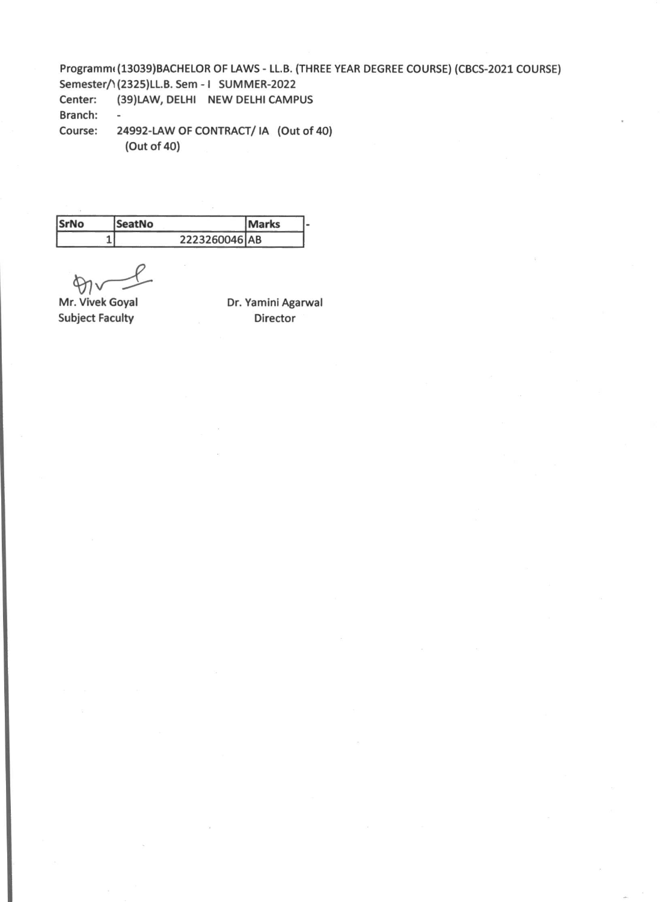Programm( (13039)BACHELOR OF LAWS - LL.B. (THREE YEAR DEGREE COURSE) (CBCS-2021 COURSE)
Semester/\ (2325)LL.B. Sem - I SUMMER-2022
Center: (39)LAW, DELHI NEW DELHI CAMPUS
Branch: -
Course: 24992-LAW OF CONTRACT/ IA (Out of 40)
(Out of 40)

| SrNo | SeatNo | Marks | - |
|---|---|---|---|
| 1 | 2223260046 | AB | |

Mr. Vivek Goyal
Subject Faculty

Dr. Yamini Agarwal
Director